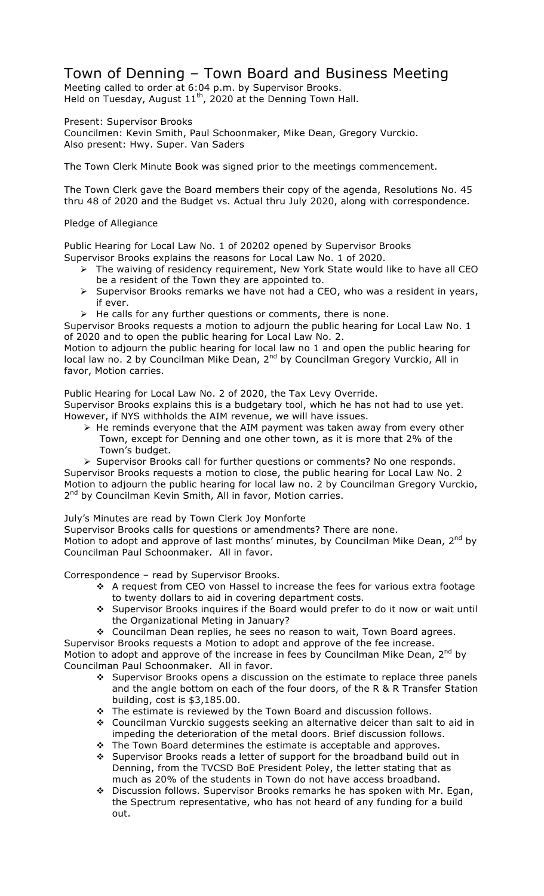# Town of Denning – Town Board and Business Meeting

Meeting called to order at 6:04 p.m. by Supervisor Brooks.
Held on Tuesday, August 11th, 2020 at the Denning Town Hall.

Present: Supervisor Brooks
Councilmen: Kevin Smith, Paul Schoonmaker, Mike Dean, Gregory Vurckio.
Also present: Hwy. Super. Van Saders

The Town Clerk Minute Book was signed prior to the meetings commencement.

The Town Clerk gave the Board members their copy of the agenda, Resolutions No. 45 thru 48 of 2020 and the Budget vs. Actual thru July 2020, along with correspondence.

Pledge of Allegiance

Public Hearing for Local Law No. 1 of 20202 opened by Supervisor Brooks
Supervisor Brooks explains the reasons for Local Law No. 1 of 2020.

- The waiving of residency requirement, New York State would like to have all CEO be a resident of the Town they are appointed to.
- Supervisor Brooks remarks we have not had a CEO, who was a resident in years, if ever.
- He calls for any further questions or comments, there is none.

Supervisor Brooks requests a motion to adjourn the public hearing for Local Law No. 1 of 2020 and to open the public hearing for Local Law No. 2.
Motion to adjourn the public hearing for local law no 1 and open the public hearing for local law no. 2 by Councilman Mike Dean, 2nd by Councilman Gregory Vurckio, All in favor, Motion carries.

Public Hearing for Local Law No. 2 of 2020, the Tax Levy Override.
Supervisor Brooks explains this is a budgetary tool, which he has not had to use yet. However, if NYS withholds the AIM revenue, we will have issues.

- He reminds everyone that the AIM payment was taken away from every other Town, except for Denning and one other town, as it is more that 2% of the Town's budget.
- Supervisor Brooks call for further questions or comments? No one responds.

Supervisor Brooks requests a motion to close, the public hearing for Local Law No. 2
Motion to adjourn the public hearing for local law no. 2 by Councilman Gregory Vurckio, 2nd by Councilman Kevin Smith, All in favor, Motion carries.

July's Minutes are read by Town Clerk Joy Monforte
Supervisor Brooks calls for questions or amendments? There are none.
Motion to adopt and approve of last months' minutes, by Councilman Mike Dean, 2nd by Councilman Paul Schoonmaker. All in favor.

Correspondence – read by Supervisor Brooks.

- A request from CEO von Hassel to increase the fees for various extra footage to twenty dollars to aid in covering department costs.
- Supervisor Brooks inquires if the Board would prefer to do it now or wait until the Organizational Meting in January?
- Councilman Dean replies, he sees no reason to wait, Town Board agrees.

Supervisor Brooks requests a Motion to adopt and approve of the fee increase.
Motion to adopt and approve of the increase in fees by Councilman Mike Dean, 2nd by Councilman Paul Schoonmaker. All in favor.

- Supervisor Brooks opens a discussion on the estimate to replace three panels and the angle bottom on each of the four doors, of the R & R Transfer Station building, cost is $3,185.00.
- The estimate is reviewed by the Town Board and discussion follows.
- Councilman Vurckio suggests seeking an alternative deicer than salt to aid in impeding the deterioration of the metal doors. Brief discussion follows.
- The Town Board determines the estimate is acceptable and approves.
- Supervisor Brooks reads a letter of support for the broadband build out in Denning, from the TVCSD BoE President Poley, the letter stating that as much as 20% of the students in Town do not have access broadband.
- Discussion follows. Supervisor Brooks remarks he has spoken with Mr. Egan, the Spectrum representative, who has not heard of any funding for a build out.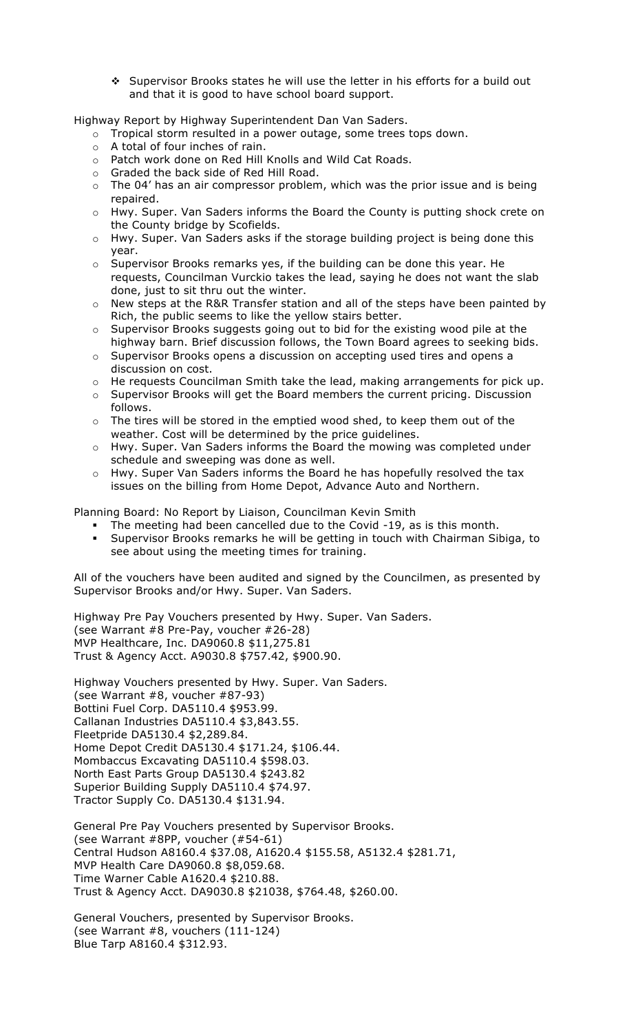- Supervisor Brooks states he will use the letter in his efforts for a build out and that it is good to have school board support.

Highway Report by Highway Superintendent Dan Van Saders.

- Tropical storm resulted in a power outage, some trees tops down.
- A total of four inches of rain.
- Patch work done on Red Hill Knolls and Wild Cat Roads.
- Graded the back side of Red Hill Road.
- The 04' has an air compressor problem, which was the prior issue and is being repaired.
- Hwy. Super. Van Saders informs the Board the County is putting shock crete on the County bridge by Scofields.
- Hwy. Super. Van Saders asks if the storage building project is being done this year.
- Supervisor Brooks remarks yes, if the building can be done this year. He requests, Councilman Vurckio takes the lead, saying he does not want the slab done, just to sit thru out the winter.
- New steps at the R&R Transfer station and all of the steps have been painted by Rich, the public seems to like the yellow stairs better.
- Supervisor Brooks suggests going out to bid for the existing wood pile at the highway barn. Brief discussion follows, the Town Board agrees to seeking bids.
- Supervisor Brooks opens a discussion on accepting used tires and opens a discussion on cost.
- He requests Councilman Smith take the lead, making arrangements for pick up.
- Supervisor Brooks will get the Board members the current pricing. Discussion follows.
- The tires will be stored in the emptied wood shed, to keep them out of the weather. Cost will be determined by the price guidelines.
- Hwy. Super. Van Saders informs the Board the mowing was completed under schedule and sweeping was done as well.
- Hwy. Super Van Saders informs the Board he has hopefully resolved the tax issues on the billing from Home Depot, Advance Auto and Northern.

Planning Board: No Report by Liaison, Councilman Kevin Smith

- The meeting had been cancelled due to the Covid -19, as is this month.
- Supervisor Brooks remarks he will be getting in touch with Chairman Sibiga, to see about using the meeting times for training.

All of the vouchers have been audited and signed by the Councilmen, as presented by Supervisor Brooks and/or Hwy. Super. Van Saders.

Highway Pre Pay Vouchers presented by Hwy. Super. Van Saders.
(see Warrant #8 Pre-Pay, voucher #26-28)
MVP Healthcare, Inc. DA9060.8 $11,275.81
Trust & Agency Acct. A9030.8 $757.42, $900.90.

Highway Vouchers presented by Hwy. Super. Van Saders.
(see Warrant #8, voucher #87-93)
Bottini Fuel Corp. DA5110.4 $953.99.
Callanan Industries DA5110.4 $3,843.55.
Fleetpride DA5130.4 $2,289.84.
Home Depot Credit DA5130.4 $171.24, $106.44.
Mombaccus Excavating DA5110.4 $598.03.
North East Parts Group DA5130.4 $243.82
Superior Building Supply DA5110.4 $74.97.
Tractor Supply Co. DA5130.4 $131.94.

General Pre Pay Vouchers presented by Supervisor Brooks.
(see Warrant #8PP, voucher (#54-61)
Central Hudson A8160.4 $37.08, A1620.4 $155.58, A5132.4 $281.71,
MVP Health Care DA9060.8 $8,059.68.
Time Warner Cable A1620.4 $210.88.
Trust & Agency Acct. DA9030.8 $21038, $764.48, $260.00.

General Vouchers, presented by Supervisor Brooks.
(see Warrant #8, vouchers (111-124)
Blue Tarp A8160.4 $312.93.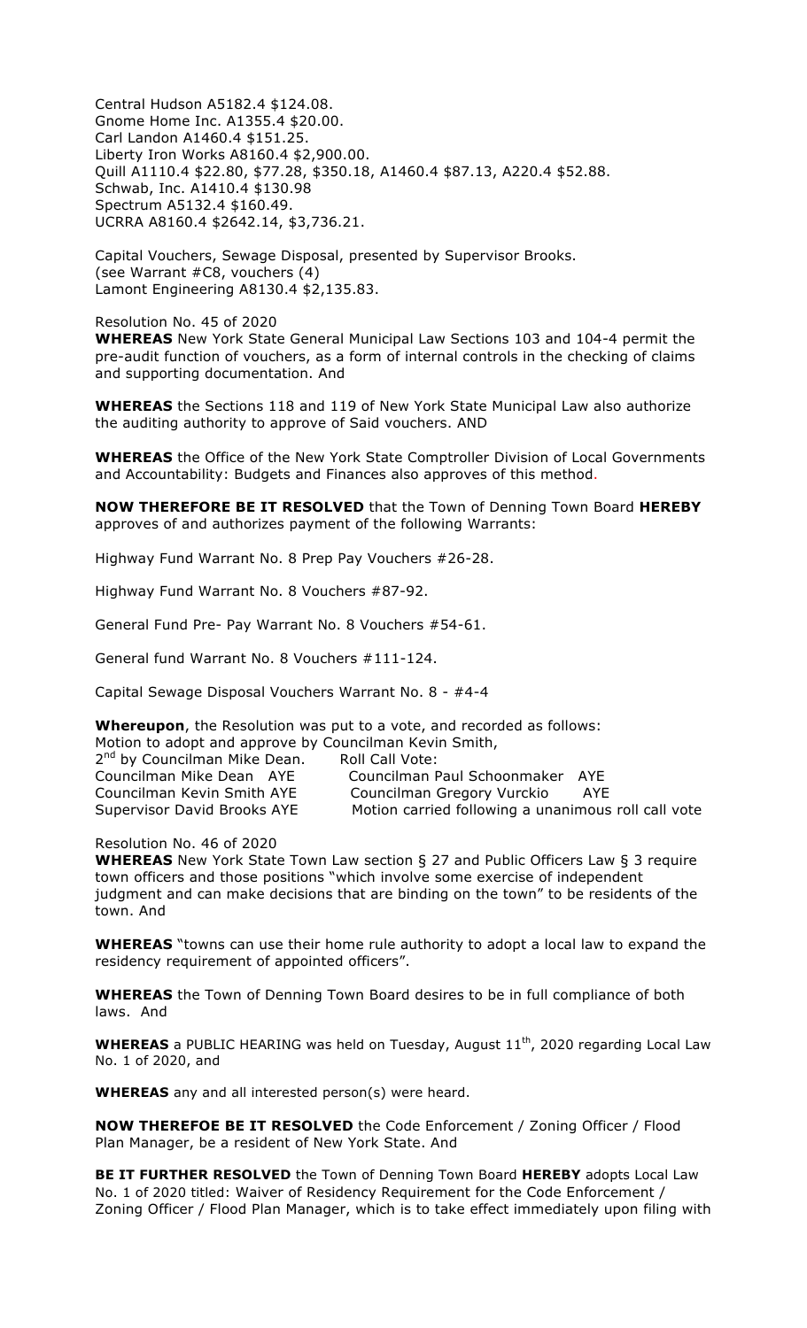Central Hudson A5182.4 $124.08.
Gnome Home Inc. A1355.4 $20.00.
Carl Landon A1460.4 $151.25.
Liberty Iron Works A8160.4 $2,900.00.
Quill A1110.4 $22.80, $77.28, $350.18, A1460.4 $87.13, A220.4 $52.88.
Schwab, Inc. A1410.4 $130.98
Spectrum A5132.4 $160.49.
UCRRA A8160.4 $2642.14, $3,736.21.

Capital Vouchers, Sewage Disposal, presented by Supervisor Brooks.
(see Warrant #C8, vouchers (4)
Lamont Engineering A8130.4 $2,135.83.

Resolution No. 45 of 2020
**WHEREAS** New York State General Municipal Law Sections 103 and 104-4 permit the pre-audit function of vouchers, as a form of internal controls in the checking of claims and supporting documentation. And

**WHEREAS** the Sections 118 and 119 of New York State Municipal Law also authorize the auditing authority to approve of Said vouchers. AND

**WHEREAS** the Office of the New York State Comptroller Division of Local Governments and Accountability: Budgets and Finances also approves of this method.

**NOW THEREFORE BE IT RESOLVED** that the Town of Denning Town Board **HEREBY** approves of and authorizes payment of the following Warrants:

Highway Fund Warrant No. 8 Prep Pay Vouchers #26-28.

Highway Fund Warrant No. 8 Vouchers #87-92.

General Fund Pre- Pay Warrant No. 8 Vouchers #54-61.

General fund Warrant No. 8 Vouchers #111-124.

Capital Sewage Disposal Vouchers Warrant No. 8 - #4-4

**Whereupon**, the Resolution was put to a vote, and recorded as follows:
Motion to adopt and approve by Councilman Kevin Smith,
2nd by Councilman Mike Dean. Roll Call Vote:
Councilman Mike Dean AYE Councilman Paul Schoonmaker AYE
Councilman Kevin Smith AYE Councilman Gregory Vurckio AYE
Supervisor David Brooks AYE Motion carried following a unanimous roll call vote

Resolution No. 46 of 2020
**WHEREAS** New York State Town Law section § 27 and Public Officers Law § 3 require town officers and those positions "which involve some exercise of independent judgment and can make decisions that are binding on the town" to be residents of the town. And

**WHEREAS** "towns can use their home rule authority to adopt a local law to expand the residency requirement of appointed officers".

**WHEREAS** the Town of Denning Town Board desires to be in full compliance of both laws. And

**WHEREAS** a PUBLIC HEARING was held on Tuesday, August 11th, 2020 regarding Local Law No. 1 of 2020, and

**WHEREAS** any and all interested person(s) were heard.

**NOW THEREFOE BE IT RESOLVED** the Code Enforcement / Zoning Officer / Flood Plan Manager, be a resident of New York State. And

**BE IT FURTHER RESOLVED** the Town of Denning Town Board **HEREBY** adopts Local Law No. 1 of 2020 titled: Waiver of Residency Requirement for the Code Enforcement / Zoning Officer / Flood Plan Manager, which is to take effect immediately upon filing with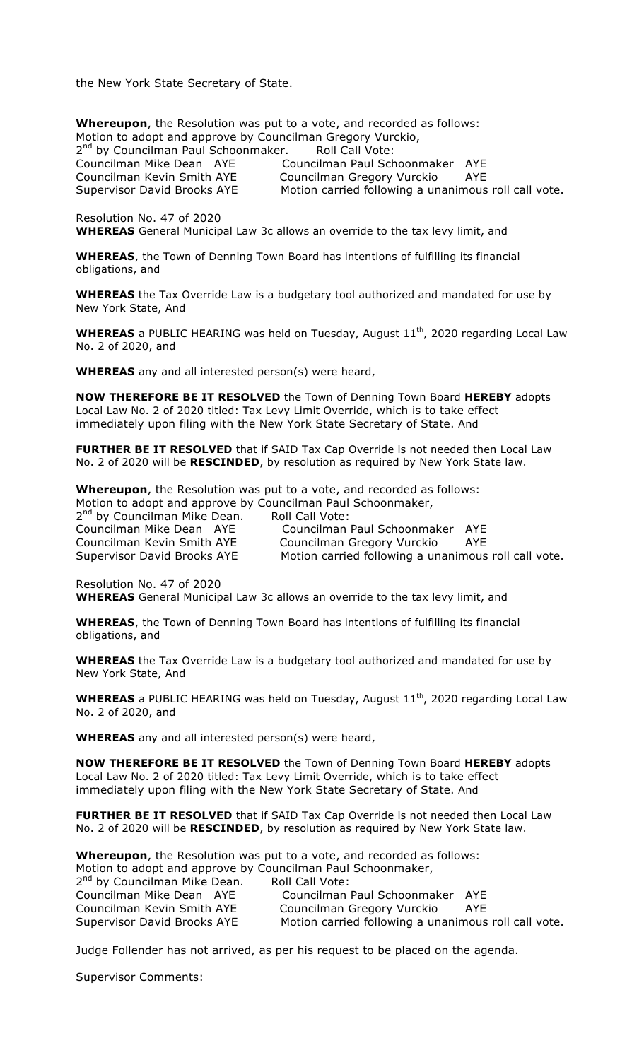the New York State Secretary of State.

**Whereupon**, the Resolution was put to a vote, and recorded as follows:
Motion to adopt and approve by Councilman Gregory Vurckio,
2nd by Councilman Paul Schoonmaker. Roll Call Vote:

| | |
|---|---|
| Councilman Mike Dean AYE | Councilman Paul Schoonmaker AYE |
| Councilman Kevin Smith AYE | Councilman Gregory Vurckio AYE |
| Supervisor David Brooks AYE | Motion carried following a unanimous roll call vote. |

Resolution No. 47 of 2020
**WHEREAS** General Municipal Law 3c allows an override to the tax levy limit, and

**WHEREAS**, the Town of Denning Town Board has intentions of fulfilling its financial obligations, and

**WHEREAS** the Tax Override Law is a budgetary tool authorized and mandated for use by New York State, And

**WHEREAS** a PUBLIC HEARING was held on Tuesday, August 11th, 2020 regarding Local Law No. 2 of 2020, and

**WHEREAS** any and all interested person(s) were heard,

**NOW THEREFORE BE IT RESOLVED** the Town of Denning Town Board **HEREBY** adopts Local Law No. 2 of 2020 titled: Tax Levy Limit Override, which is to take effect immediately upon filing with the New York State Secretary of State. And

**FURTHER BE IT RESOLVED** that if SAID Tax Cap Override is not needed then Local Law No. 2 of 2020 will be **RESCINDED**, by resolution as required by New York State law.

**Whereupon**, the Resolution was put to a vote, and recorded as follows:
Motion to adopt and approve by Councilman Paul Schoonmaker,
2nd by Councilman Mike Dean. Roll Call Vote:

| | |
|---|---|
| Councilman Mike Dean AYE | Councilman Paul Schoonmaker AYE |
| Councilman Kevin Smith AYE | Councilman Gregory Vurckio AYE |
| Supervisor David Brooks AYE | Motion carried following a unanimous roll call vote. |

Resolution No. 47 of 2020
**WHEREAS** General Municipal Law 3c allows an override to the tax levy limit, and

**WHEREAS**, the Town of Denning Town Board has intentions of fulfilling its financial obligations, and

**WHEREAS** the Tax Override Law is a budgetary tool authorized and mandated for use by New York State, And

**WHEREAS** a PUBLIC HEARING was held on Tuesday, August 11th, 2020 regarding Local Law No. 2 of 2020, and

**WHEREAS** any and all interested person(s) were heard,

**NOW THEREFORE BE IT RESOLVED** the Town of Denning Town Board **HEREBY** adopts Local Law No. 2 of 2020 titled: Tax Levy Limit Override, which is to take effect immediately upon filing with the New York State Secretary of State. And

**FURTHER BE IT RESOLVED** that if SAID Tax Cap Override is not needed then Local Law No. 2 of 2020 will be **RESCINDED**, by resolution as required by New York State law.

**Whereupon**, the Resolution was put to a vote, and recorded as follows:
Motion to adopt and approve by Councilman Paul Schoonmaker,
2nd by Councilman Mike Dean. Roll Call Vote:

| | |
|---|---|
| Councilman Mike Dean AYE | Councilman Paul Schoonmaker AYE |
| Councilman Kevin Smith AYE | Councilman Gregory Vurckio AYE |
| Supervisor David Brooks AYE | Motion carried following a unanimous roll call vote. |

Judge Follender has not arrived, as per his request to be placed on the agenda.

Supervisor Comments: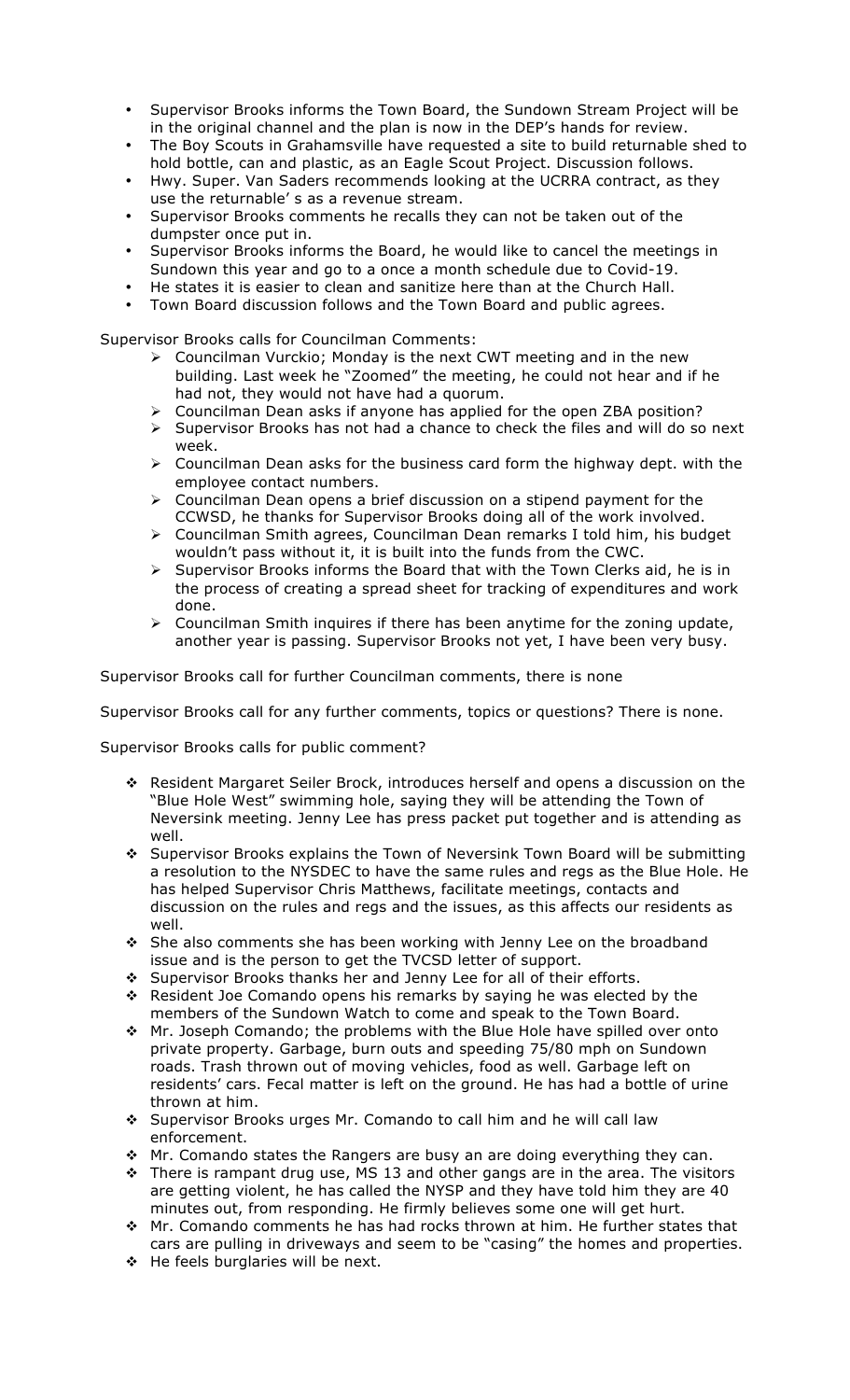- Supervisor Brooks informs the Town Board, the Sundown Stream Project will be in the original channel and the plan is now in the DEP's hands for review.
- The Boy Scouts in Grahamsville have requested a site to build returnable shed to hold bottle, can and plastic, as an Eagle Scout Project. Discussion follows.
- Hwy. Super. Van Saders recommends looking at the UCRRA contract, as they use the returnable' s as a revenue stream.
- Supervisor Brooks comments he recalls they can not be taken out of the dumpster once put in.
- Supervisor Brooks informs the Board, he would like to cancel the meetings in Sundown this year and go to a once a month schedule due to Covid-19.
- He states it is easier to clean and sanitize here than at the Church Hall.
- Town Board discussion follows and the Town Board and public agrees.

Supervisor Brooks calls for Councilman Comments:

- Councilman Vurckio; Monday is the next CWT meeting and in the new building. Last week he "Zoomed" the meeting, he could not hear and if he had not, they would not have had a quorum.
- Councilman Dean asks if anyone has applied for the open ZBA position?
- Supervisor Brooks has not had a chance to check the files and will do so next week.
- Councilman Dean asks for the business card form the highway dept. with the employee contact numbers.
- Councilman Dean opens a brief discussion on a stipend payment for the CCWSD, he thanks for Supervisor Brooks doing all of the work involved.
- Councilman Smith agrees, Councilman Dean remarks I told him, his budget wouldn't pass without it, it is built into the funds from the CWC.
- Supervisor Brooks informs the Board that with the Town Clerks aid, he is in the process of creating a spread sheet for tracking of expenditures and work done.
- Councilman Smith inquires if there has been anytime for the zoning update, another year is passing. Supervisor Brooks not yet, I have been very busy.

Supervisor Brooks call for further Councilman comments, there is none

Supervisor Brooks call for any further comments, topics or questions? There is none.

Supervisor Brooks calls for public comment?

- Resident Margaret Seiler Brock, introduces herself and opens a discussion on the "Blue Hole West" swimming hole, saying they will be attending the Town of Neversink meeting. Jenny Lee has press packet put together and is attending as well.
- Supervisor Brooks explains the Town of Neversink Town Board will be submitting a resolution to the NYSDEC to have the same rules and regs as the Blue Hole. He has helped Supervisor Chris Matthews, facilitate meetings, contacts and discussion on the rules and regs and the issues, as this affects our residents as well.
- She also comments she has been working with Jenny Lee on the broadband issue and is the person to get the TVCSD letter of support.
- Supervisor Brooks thanks her and Jenny Lee for all of their efforts.
- Resident Joe Comando opens his remarks by saying he was elected by the members of the Sundown Watch to come and speak to the Town Board.
- Mr. Joseph Comando; the problems with the Blue Hole have spilled over onto private property. Garbage, burn outs and speeding 75/80 mph on Sundown roads. Trash thrown out of moving vehicles, food as well. Garbage left on residents' cars. Fecal matter is left on the ground. He has had a bottle of urine thrown at him.
- Supervisor Brooks urges Mr. Comando to call him and he will call law enforcement.
- Mr. Comando states the Rangers are busy an are doing everything they can.
- There is rampant drug use, MS 13 and other gangs are in the area. The visitors are getting violent, he has called the NYSP and they have told him they are 40 minutes out, from responding. He firmly believes some one will get hurt.
- Mr. Comando comments he has had rocks thrown at him. He further states that cars are pulling in driveways and seem to be "casing" the homes and properties.
- He feels burglaries will be next.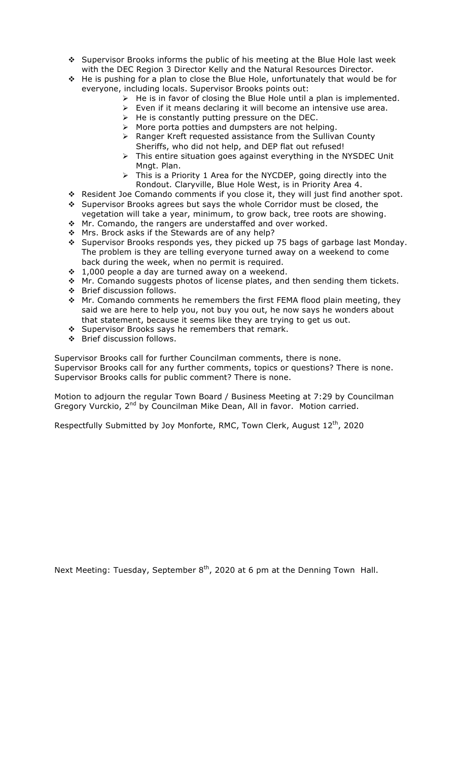- Supervisor Brooks informs the public of his meeting at the Blue Hole last week with the DEC Region 3 Director Kelly and the Natural Resources Director.
- He is pushing for a plan to close the Blue Hole, unfortunately that would be for everyone, including locals. Supervisor Brooks points out:
  - He is in favor of closing the Blue Hole until a plan is implemented.
  - Even if it means declaring it will become an intensive use area.
  - He is constantly putting pressure on the DEC.
  - More porta potties and dumpsters are not helping.
  - Ranger Kreft requested assistance from the Sullivan County Sheriffs, who did not help, and DEP flat out refused!
  - This entire situation goes against everything in the NYSDEC Unit Mngt. Plan.
  - This is a Priority 1 Area for the NYCDEP, going directly into the Rondout. Claryville, Blue Hole West, is in Priority Area 4.
- Resident Joe Comando comments if you close it, they will just find another spot.
- Supervisor Brooks agrees but says the whole Corridor must be closed, the vegetation will take a year, minimum, to grow back, tree roots are showing.
- Mr. Comando, the rangers are understaffed and over worked.
- Mrs. Brock asks if the Stewards are of any help?
- Supervisor Brooks responds yes, they picked up 75 bags of garbage last Monday. The problem is they are telling everyone turned away on a weekend to come back during the week, when no permit is required.
- 1,000 people a day are turned away on a weekend.
- Mr. Comando suggests photos of license plates, and then sending them tickets.
- Brief discussion follows.
- Mr. Comando comments he remembers the first FEMA flood plain meeting, they said we are here to help you, not buy you out, he now says he wonders about that statement, because it seems like they are trying to get us out.
- Supervisor Brooks says he remembers that remark.
- Brief discussion follows.

Supervisor Brooks call for further Councilman comments, there is none.
Supervisor Brooks call for any further comments, topics or questions? There is none.
Supervisor Brooks calls for public comment? There is none.

Motion to adjourn the regular Town Board / Business Meeting at 7:29 by Councilman Gregory Vurckio, 2nd by Councilman Mike Dean, All in favor. Motion carried.

Respectfully Submitted by Joy Monforte, RMC, Town Clerk, August 12th, 2020

Next Meeting: Tuesday, September 8th, 2020 at 6 pm at the Denning Town Hall.